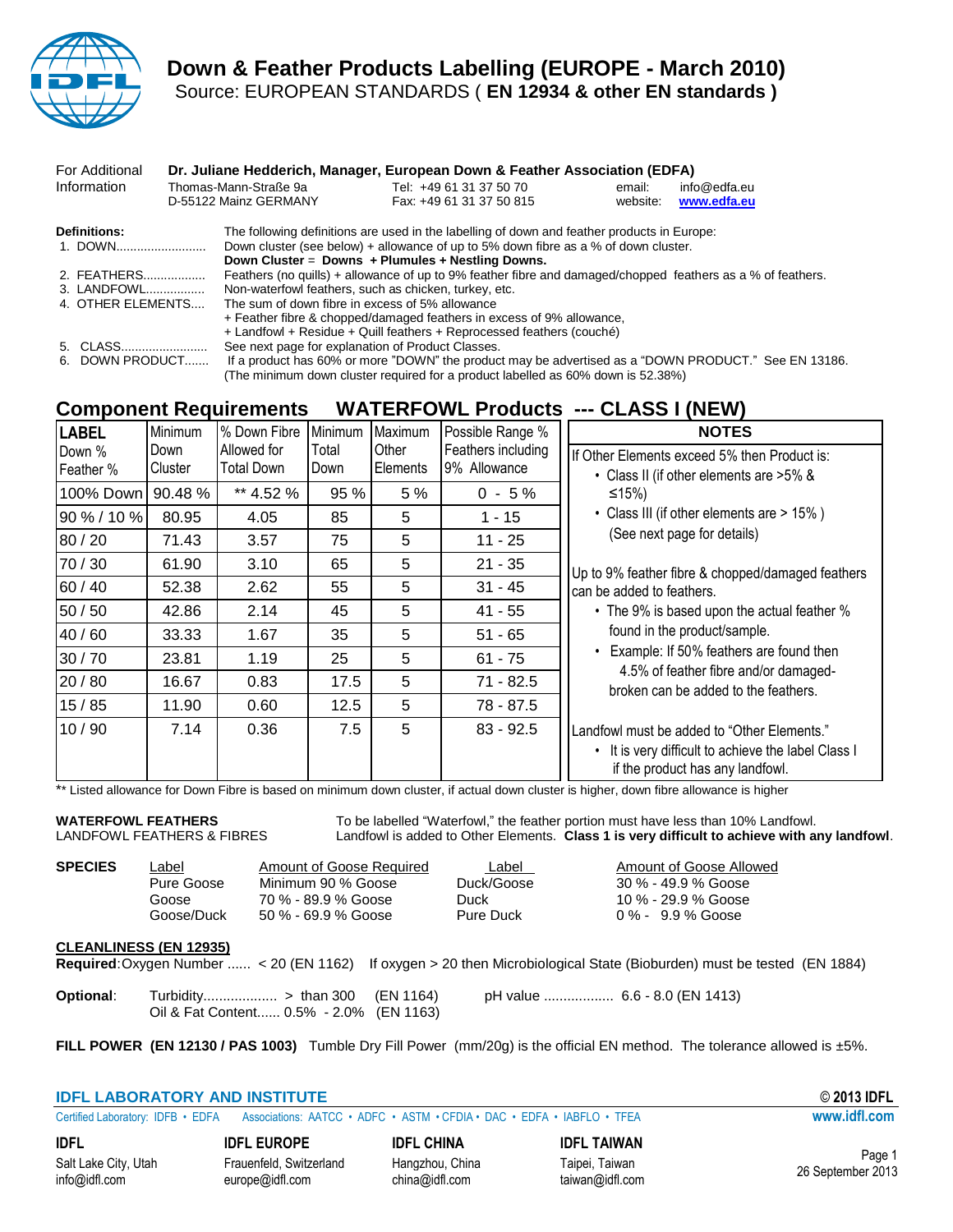# Down & Feather Products Labelling (EUROPE - March 2010)

Source: EUROPEAN STANDARDS ( **EN 12934 & other EN standards )**

For Additional Information

**Dr. Juliane Hedderich, Manager, European Down & Feather Association (EDFA)**

Thomas-Mann-Straße 9a
D-55122 Mainz GERMANY

Tel: +49 61 31 37 50 70
Fax: +49 61 31 37 50 815

email: info@edfa.eu
website: **www.edfa.eu**

**Definitions:** The following definitions are used in the labelling of down and feather products in Europe:

1. DOWN.......................... Down cluster (see below) + allowance of up to 5% down fibre as a % of down cluster.
   **Down Cluster** = **Downs + Plumules + Nestling Downs.**
2. FEATHERS.................. Feathers (no quills) + allowance of up to 9% feather fibre and damaged/chopped feathers as a % of feathers.
3. LANDFOWL................. Non-waterfowl feathers, such as chicken, turkey, etc.
4. OTHER ELEMENTS.... The sum of down fibre in excess of 5% allowance
   + Feather fibre & chopped/damaged feathers in excess of 9% allowance,
   + Landfowl + Residue + Quill feathers + Reprocessed feathers (couché)
5. CLASS......................... See next page for explanation of Product Classes.
6. DOWN PRODUCT....... If a product has 60% or more "DOWN" the product may be advertised as a "DOWN PRODUCT." See EN 13186.
   (The minimum down cluster required for a product labelled as 60% down is 52.38%)

## Component Requirements WATERFOWL Products --- CLASS I (NEW)

| LABEL Down % Feather % | Minimum Down Cluster | % Down Fibre Allowed for Total Down | Minimum Total Down | Maximum Other Elements | Possible Range % Feathers including 9% Allowance |
|---|---|---|---|---|---|
| 100% Down | 90.48 % | ** 4.52 % | 95 % | 5 % | 0 - 5 % |
| 90 % / 10 % | 80.95 | 4.05 | 85 | 5 | 1 - 15 |
| 80 / 20 | 71.43 | 3.57 | 75 | 5 | 11 - 25 |
| 70 / 30 | 61.90 | 3.10 | 65 | 5 | 21 - 35 |
| 60 / 40 | 52.38 | 2.62 | 55 | 5 | 31 - 45 |
| 50 / 50 | 42.86 | 2.14 | 45 | 5 | 41 - 55 |
| 40 / 60 | 33.33 | 1.67 | 35 | 5 | 51 - 65 |
| 30 / 70 | 23.81 | 1.19 | 25 | 5 | 61 - 75 |
| 20 / 80 | 16.67 | 0.83 | 17.5 | 5 | 71 - 82.5 |
| 15 / 85 | 11.90 | 0.60 | 12.5 | 5 | 78 - 87.5 |
| 10 / 90 | 7.14 | 0.36 | 7.5 | 5 | 83 - 92.5 |

**NOTES**

If Other Elements exceed 5% then Product is:

- Class II (if other elements are >5% & ≤15%)
- Class III (if other elements are > 15% )
  (See next page for details)

Up to 9% feather fibre & chopped/damaged feathers can be added to feathers.

- The 9% is based upon the actual feather % found in the product/sample.
- Example: If 50% feathers are found then 4.5% of feather fibre and/or damaged-broken can be added to the feathers.

Landfowl must be added to "Other Elements."

- It is very difficult to achieve the label Class I if the product has any landfowl.

** Listed allowance for Down Fibre is based on minimum down cluster, if actual down cluster is higher, down fibre allowance is higher

**WATERFOWL FEATHERS** To be labelled "Waterfowl," the feather portion must have less than 10% Landfowl.
LANDFOWL FEATHERS & FIBRES Landfowl is added to Other Elements. **Class 1 is very difficult to achieve with any landfowl**.

**SPECIES**

| Label | Amount of Goose Required | Label | Amount of Goose Allowed |
|---|---|---|---|
| Pure Goose | Minimum 90 % Goose | Duck/Goose | 30 % - 49.9 % Goose |
| Goose | 70 % - 89.9 % Goose | Duck | 10 % - 29.9 % Goose |
| Goose/Duck | 50 % - 69.9 % Goose | Pure Duck | 0 % - 9.9 % Goose |

**CLEANLINESS (EN 12935)**

**Required**: Oxygen Number ...... < 20 (EN 1162) If oxygen > 20 then Microbiological State (Bioburden) must be tested (EN 1884)

**Optional**: Turbidity.................. > than 300 (EN 1164) pH value ................. 6.6 - 8.0 (EN 1413)
Oil & Fat Content...... 0.5% - 2.0% (EN 1163)

**FILL POWER (EN 12130 / PAS 1003)** Tumble Dry Fill Power (mm/20g) is the official EN method. The tolerance allowed is ±5%.

**IDFL LABORATORY AND INSTITUTE** © 2013 IDFL

Certified Laboratory: IDFB • EDFA Associations: AATCC • ADFC • ASTM • CFDIA • DAC • EDFA • IABFLO • TFEA www.idfl.com

**IDFL** Salt Lake City, Utah info@idfl.com
**IDFL EUROPE** Frauenfeld, Switzerland europe@idfl.com
**IDFL CHINA** Hangzhou, China china@idfl.com
**IDFL TAIWAN** Taipei, Taiwan taiwan@idfl.com

26 September 2013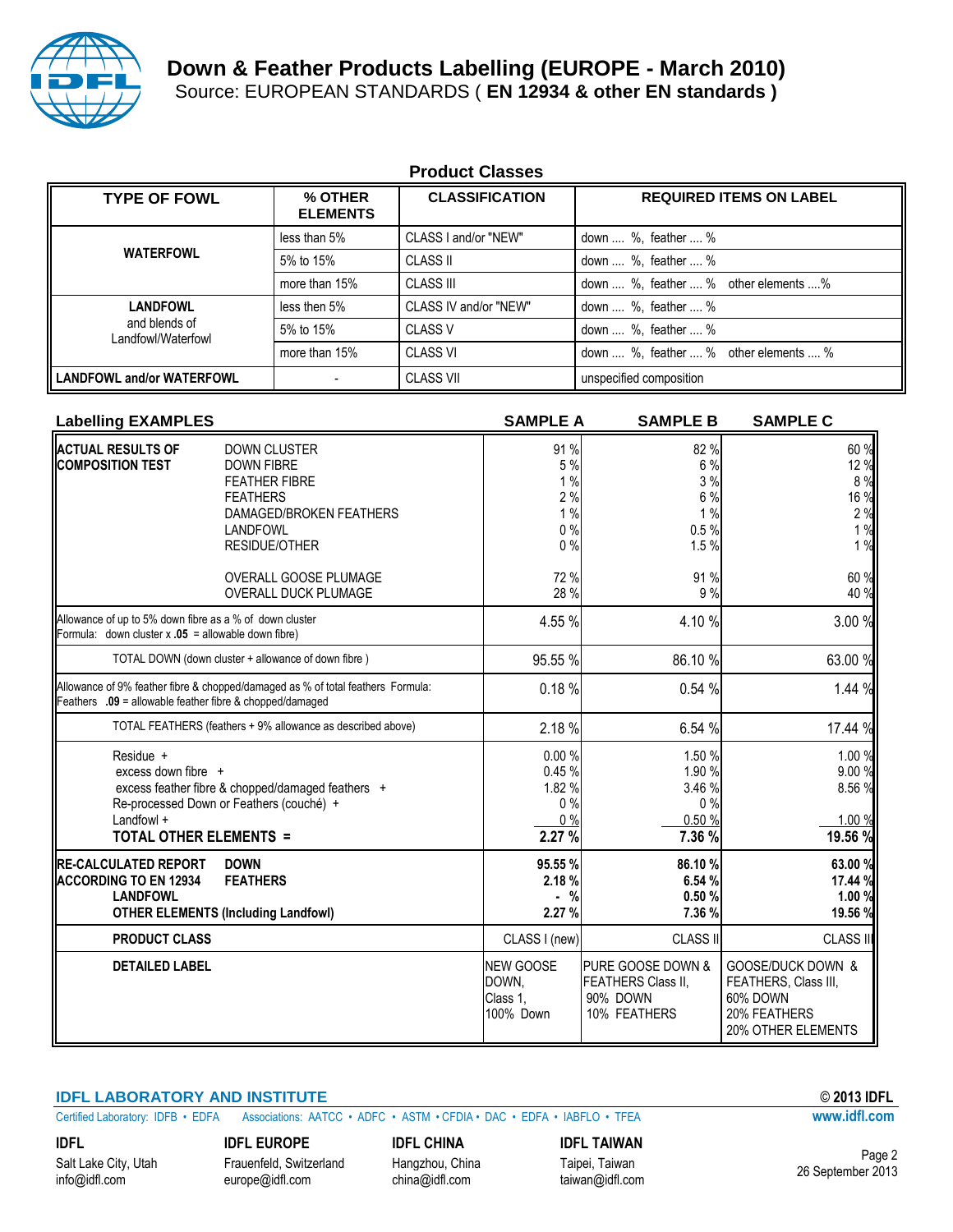# Down & Feather Products Labelling (EUROPE - March 2010)

Source: EUROPEAN STANDARDS ( **EN 12934 & other EN standards )**

## Product Classes

| TYPE OF FOWL | % OTHER ELEMENTS | CLASSIFICATION | REQUIRED ITEMS ON LABEL |
|---|---|---|---|
| **WATERFOWL** | less than 5% | CLASS I and/or "NEW" | down .... %, feather .... % |
| | 5% to 15% | CLASS II | down .... %, feather .... % |
| | more than 15% | CLASS III | down .... %, feather .... % other elements ....% |
| **LANDFOWL** and blends of Landfowl/Waterfowl | less then 5% | CLASS IV and/or "NEW" | down .... %, feather .... % |
| | 5% to 15% | CLASS V | down .... %, feather .... % |
| | more than 15% | CLASS VI | down .... %, feather .... % other elements .... % |
| **LANDFOWL and/or WATERFOWL** | - | CLASS VII | unspecified composition |

## Labelling EXAMPLES

| | | SAMPLE A | SAMPLE B | SAMPLE C |
|---|---|---|---|---|
| **ACTUAL RESULTS OF COMPOSITION TEST** | DOWN CLUSTER | 91 % | 82 % | 60 % |
| | DOWN FIBRE | 5 % | 6 % | 12 % |
| | FEATHER FIBRE | 1 % | 3 % | 8 % |
| | FEATHERS | 2 % | 6 % | 16 % |
| | DAMAGED/BROKEN FEATHERS | 1 % | 1 % | 2 % |
| | LANDFOWL | 0 % | 0.5 % | 1 % |
| | RESIDUE/OTHER | 0 % | 1.5 % | 1 % |
| | OVERALL GOOSE PLUMAGE | 72 % | 91 % | 60 % |
| | OVERALL DUCK PLUMAGE | 28 % | 9 % | 40 % |
| Allowance of up to 5% down fibre as a % of down cluster Formula: down cluster x **.05** = allowable down fibre) | | 4.55 % | 4.10 % | 3.00 % |
| TOTAL DOWN (down cluster + allowance of down fibre ) | | 95.55 % | 86.10 % | 63.00 % |
| Allowance of 9% feather fibre & chopped/damaged as % of total feathers Formula: Feathers **.09** = allowable feather fibre & chopped/damaged | | 0.18 % | 0.54 % | 1.44 % |
| TOTAL FEATHERS (feathers + 9% allowance as described above) | | 2.18 % | 6.54 % | 17.44 % |
| Residue + | | 0.00 % | 1.50 % | 1.00 % |
| excess down fibre + | | 0.45 % | 1.90 % | 9.00 % |
| excess feather fibre & chopped/damaged feathers + | | 1.82 % | 3.46 % | 8.56 % |
| Re-processed Down or Feathers (couché) + | | 0 % | 0 % | |
| Landfowl + | | 0 % | 0.50 % | 1.00 % |
| **TOTAL OTHER ELEMENTS =** | | **2.27 %** | **7.36 %** | **19.56 %** |
| **RE-CALCULATED REPORT ACCORDING TO EN 12934** | **DOWN** | **95.55 %** | **86.10 %** | **63.00 %** |
| | **FEATHERS** | **2.18 %** | **6.54 %** | **17.44 %** |
| **LANDFOWL** | | **- %** | **0.50 %** | **1.00 %** |
| **OTHER ELEMENTS (Including Landfowl)** | | **2.27 %** | **7.36 %** | **19.56 %** |
| **PRODUCT CLASS** | | CLASS I (new) | CLASS II | CLASS III |
| **DETAILED LABEL** | | NEW GOOSE DOWN, Class 1, 100% Down | PURE GOOSE DOWN & FEATHERS Class II, 90% DOWN 10% FEATHERS | GOOSE/DUCK DOWN & FEATHERS, Class III, 60% DOWN 20% FEATHERS 20% OTHER ELEMENTS |

**IDFL LABORATORY AND INSTITUTE** © 2013 IDFL

Certified Laboratory: IDFB • EDFA Associations: AATCC • ADFC • ASTM • CFDIA • DAC • EDFA • IABFLO • TFEA www.idfl.com

**IDFL** Salt Lake City, Utah info@idfl.com

**IDFL EUROPE** Frauenfeld, Switzerland europe@idfl.com

**IDFL CHINA** Hangzhou, China china@idfl.com

**IDFL TAIWAN** Taipei, Taiwan taiwan@idfl.com

26 September 2013